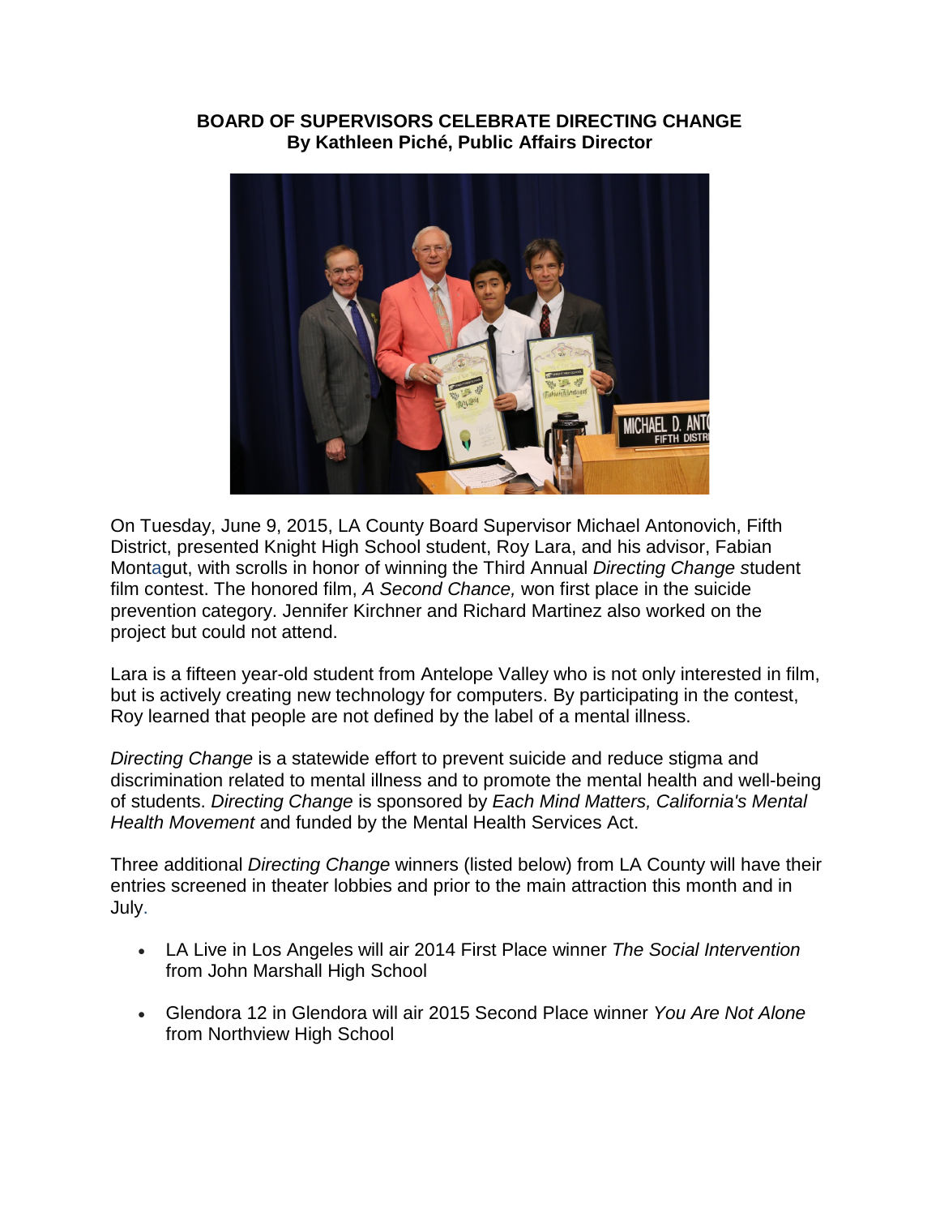**BOARD OF SUPERVISORS CELEBRATE DIRECTING CHANGE**
**By Kathleen Piché, Public Affairs Director**

On Tuesday, June 9, 2015, LA County Board Supervisor Michael Antonovich, Fifth District, presented Knight High School student, Roy Lara, and his advisor, Fabian Montagut, with scrolls in honor of winning the Third Annual *Directing Change* student film contest. The honored film, *A Second Chance,* won first place in the suicide prevention category. Jennifer Kirchner and Richard Martinez also worked on the project but could not attend.

Lara is a fifteen year-old student from Antelope Valley who is not only interested in film, but is actively creating new technology for computers. By participating in the contest, Roy learned that people are not defined by the label of a mental illness.

*Directing Change* is a statewide effort to prevent suicide and reduce stigma and discrimination related to mental illness and to promote the mental health and well-being of students. *Directing Change* is sponsored by *Each Mind Matters, California's Mental Health Movement* and funded by the Mental Health Services Act.

Three additional *Directing Change* winners (listed below) from LA County will have their entries screened in theater lobbies and prior to the main attraction this month and in July.

- LA Live in Los Angeles will air 2014 First Place winner *The Social Intervention* from John Marshall High School
- Glendora 12 in Glendora will air 2015 Second Place winner *You Are Not Alone* from Northview High School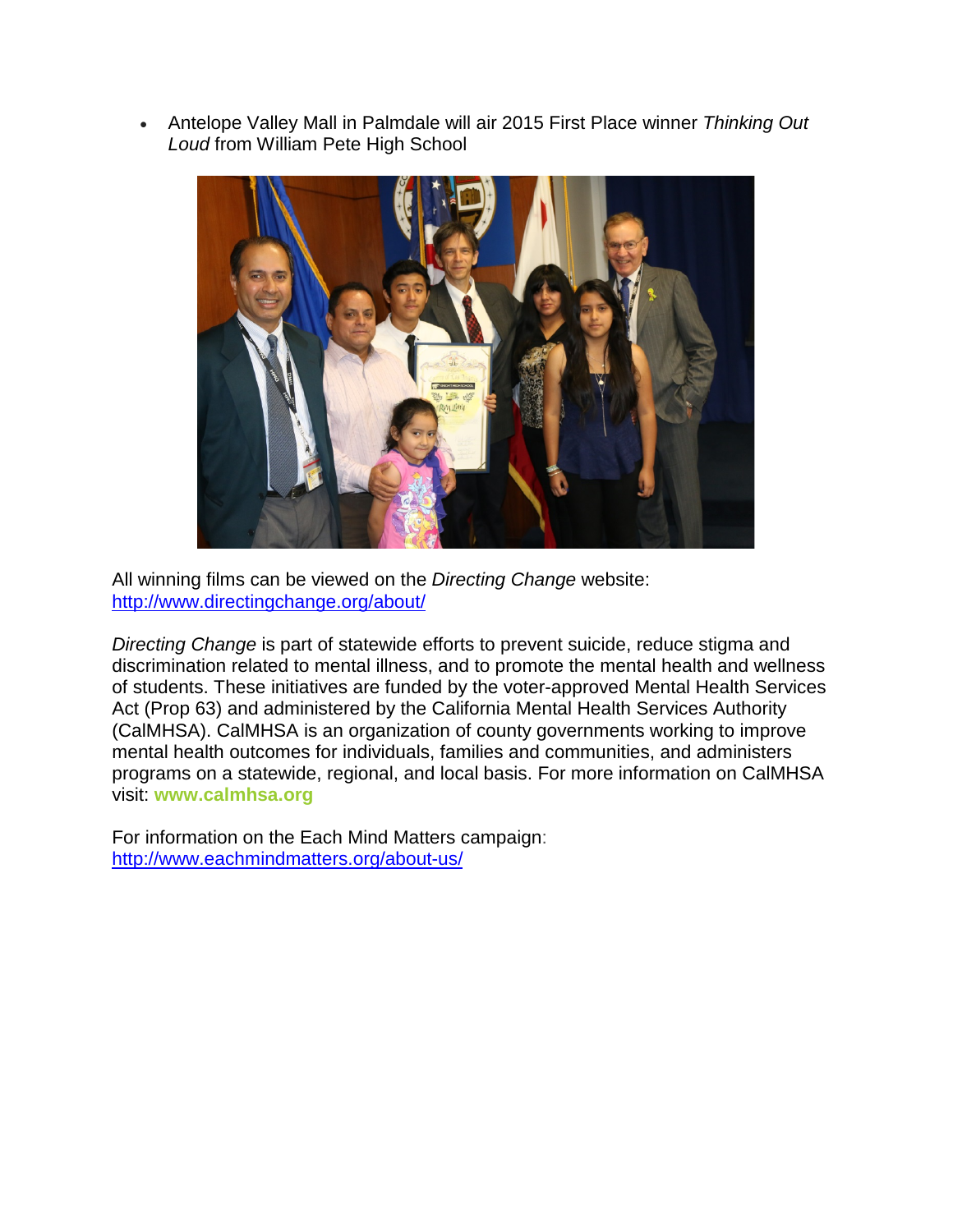- Antelope Valley Mall in Palmdale will air 2015 First Place winner *Thinking Out Loud* from William Pete High School

All winning films can be viewed on the *Directing Change* website: http://www.directingchange.org/about/

*Directing Change* is part of statewide efforts to prevent suicide, reduce stigma and discrimination related to mental illness, and to promote the mental health and wellness of students. These initiatives are funded by the voter-approved Mental Health Services Act (Prop 63) and administered by the California Mental Health Services Authority (CalMHSA). CalMHSA is an organization of county governments working to improve mental health outcomes for individuals, families and communities, and administers programs on a statewide, regional, and local basis. For more information on CalMHSA visit: **www.calmhsa.org**

For information on the Each Mind Matters campaign: http://www.eachmindmatters.org/about-us/